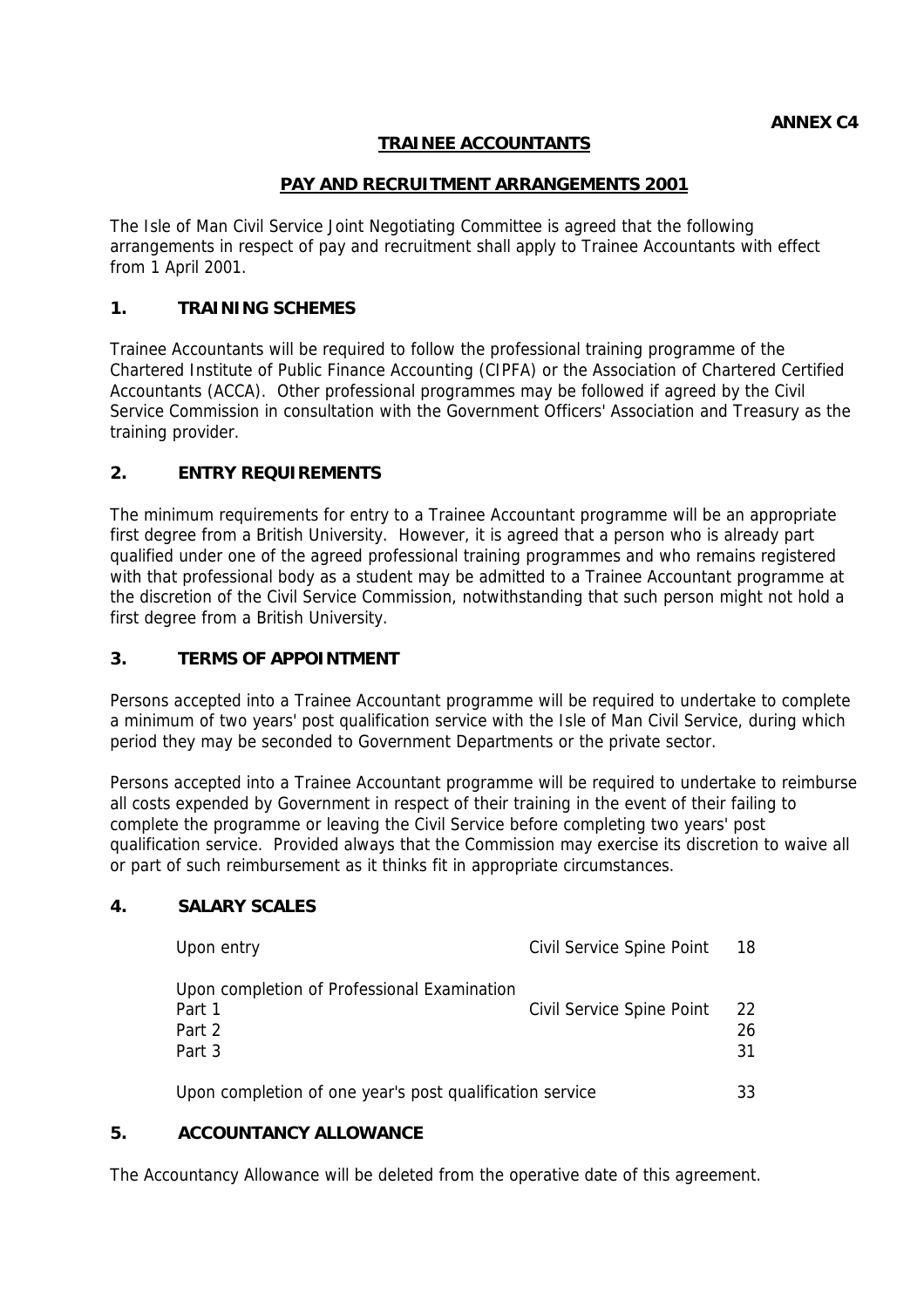**ANNEX C4**

# TRAINEE ACCOUNTANTS

## PAY AND RECRUITMENT ARRANGEMENTS 2001

The Isle of Man Civil Service Joint Negotiating Committee is agreed that the following arrangements in respect of pay and recruitment shall apply to Trainee Accountants with effect from 1 April 2001.

### 1. TRAINING SCHEMES

Trainee Accountants will be required to follow the professional training programme of the Chartered Institute of Public Finance Accounting (CIPFA) or the Association of Chartered Certified Accountants (ACCA). Other professional programmes may be followed if agreed by the Civil Service Commission in consultation with the Government Officers' Association and Treasury as the training provider.

### 2. ENTRY REQUIREMENTS

The minimum requirements for entry to a Trainee Accountant programme will be an appropriate first degree from a British University. However, it is agreed that a person who is already part qualified under one of the agreed professional training programmes and who remains registered with that professional body as a student may be admitted to a Trainee Accountant programme at the discretion of the Civil Service Commission, notwithstanding that such person might not hold a first degree from a British University.

### 3. TERMS OF APPOINTMENT

Persons accepted into a Trainee Accountant programme will be required to undertake to complete a minimum of two years' post qualification service with the Isle of Man Civil Service, during which period they may be seconded to Government Departments or the private sector.

Persons accepted into a Trainee Accountant programme will be required to undertake to reimburse all costs expended by Government in respect of their training in the event of their failing to complete the programme or leaving the Civil Service before completing two years' post qualification service. Provided always that the Commission may exercise its discretion to waive all or part of such reimbursement as it thinks fit in appropriate circumstances.

### 4. SALARY SCALES

| | | |
|---|---|---|
| Upon entry | Civil Service Spine Point | 18 |
| Upon completion of Professional Examination | | |
| Part 1 | Civil Service Spine Point | 22 |
| Part 2 | | 26 |
| Part 3 | | 31 |
| Upon completion of one year's post qualification service | | 33 |

### 5. ACCOUNTANCY ALLOWANCE

The Accountancy Allowance will be deleted from the operative date of this agreement.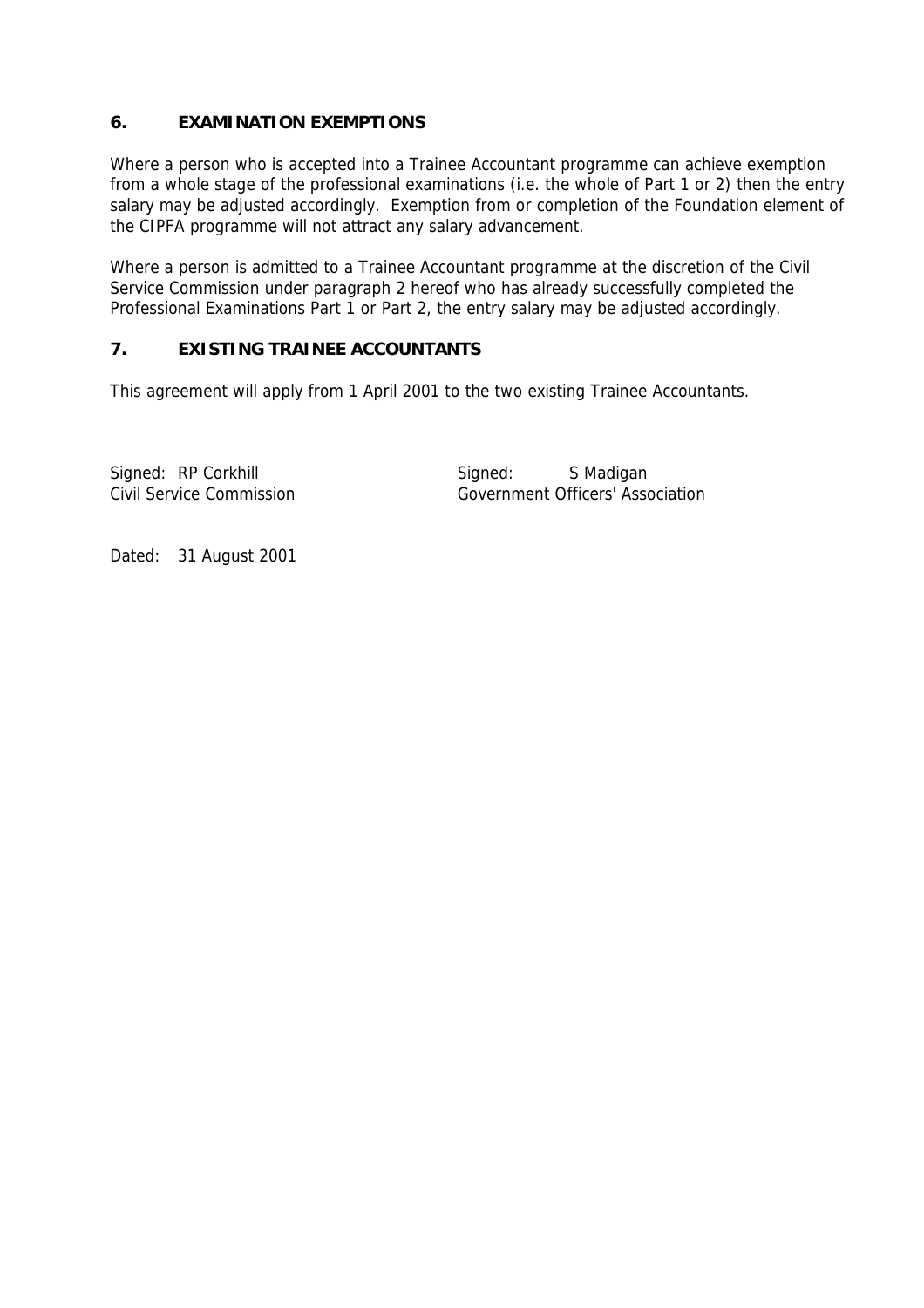## 6. EXAMINATION EXEMPTIONS

Where a person who is accepted into a Trainee Accountant programme can achieve exemption from a whole stage of the professional examinations (i.e. the whole of Part 1 or 2) then the entry salary may be adjusted accordingly. Exemption from or completion of the Foundation element of the CIPFA programme will not attract any salary advancement.

Where a person is admitted to a Trainee Accountant programme at the discretion of the Civil Service Commission under paragraph 2 hereof who has already successfully completed the Professional Examinations Part 1 or Part 2, the entry salary may be adjusted accordingly.

## 7. EXISTING TRAINEE ACCOUNTANTS

This agreement will apply from 1 April 2001 to the two existing Trainee Accountants.

Signed: RP Corkhill
Civil Service Commission

Signed: S Madigan
Government Officers' Association

Dated: 31 August 2001